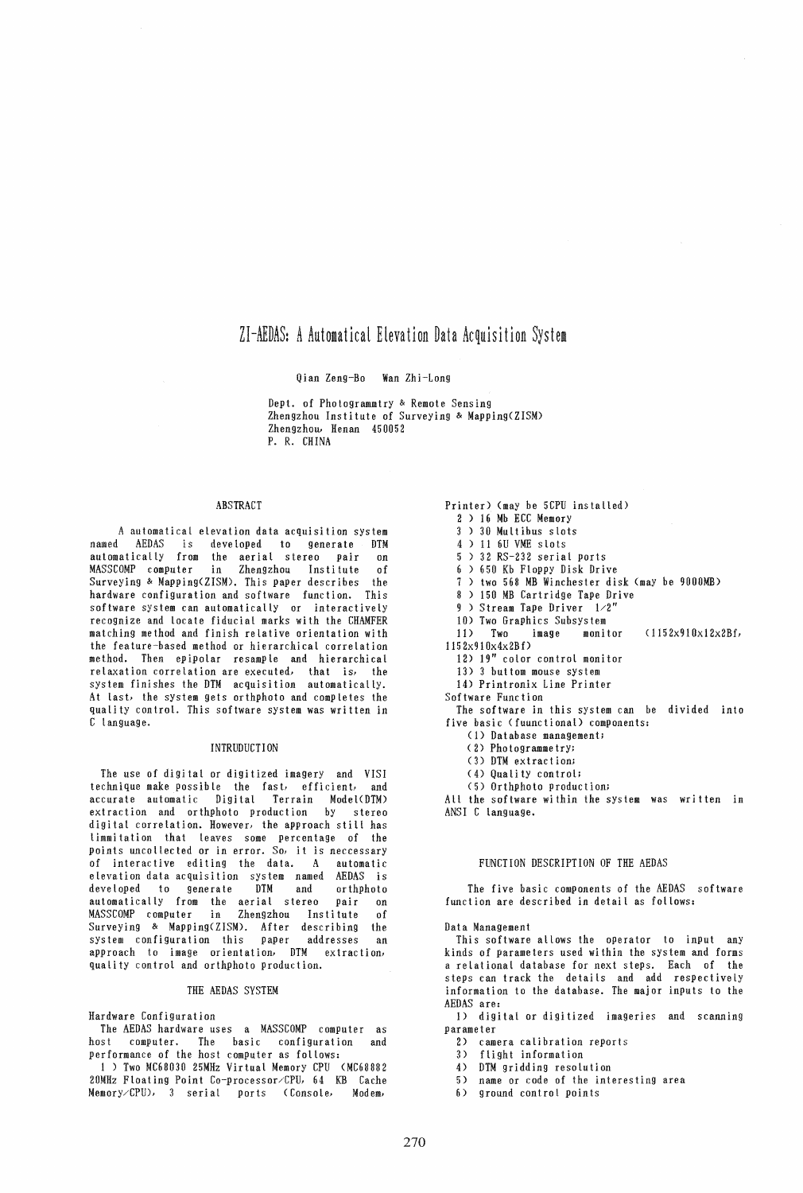# ZI-AEDAS: A Automatical Elevation Data Acquisition System

Qian Zeng-Bo Wan Zhi-Long

Dept. of Photogrammtry & Remote Sensing
Zhengzhou Institute of Surveying & Mapping(ZISM)
Zhengzhou, Henan 450052
P. R. CHINA

## ABSTRACT

A automatical elevation data acquisition system named AEDAS is developed to generate DTM automatically from the aerial stereo pair on MASSCOMP computer in Zhengzhou Institute of Surveying & Mapping(ZISM). This paper describes the hardware configuration and software function. This software system can automatically or interactively recognize and locate fiducial marks with the CHAMFER matching method and finish relative orientation with the feature-based method or hierarchical correlation method. Then epipolar resample and hierarchical relaxation correlation are executed, that is, the system finishes the DTM acquisition automatically. At last, the system gets orthphoto and completes the quality control. This software system was written in C language.

## INTRUDUCTION

The use of digital or digitized imagery and VISI technique make possible the fast, efficient, and accurate automatic Digital Terrain Model(DTM) extraction and orthphoto production by stereo digital correlation. However, the approach still has limmitation that leaves some percentage of the points uncollected or in error. So, it is neccessary of interactive editing the data. A automatic elevation data acquisition system named AEDAS is developed to generate DTM and orthphoto automatically from the aerial stereo pair on MASSCOMP computer in Zhengzhou Institute of Surveying & Mapping(ZISM). After describing the system configuration this paper addresses an approach to image orientation, DTM extraction, quality control and orthphoto production.

## THE AEDAS SYSTEM

### Hardware Configuration

The AEDAS hardware uses a MASSCOMP computer as host computer. The basic configuration and performance of the host computer as follows:

1 ) Two MC68030 25MHz Virtual Memory CPU (MC68882 20MHz Floating Point Co-processor/CPU, 64 KB Cache Memory/CPU), 3 serial ports (Console, Modem, Printer) (may be 5CPU installed)
2 ) 16 Mb ECC Memory
3 ) 30 Multibus slots
4 ) 11 6U VME slots
5 ) 32 RS-232 serial ports
6 ) 650 Kb Floppy Disk Drive
7 ) two 568 MB Winchester disk (may be 9000MB)
8 ) 150 MB Cartridge Tape Drive
9 ) Stream Tape Driver 1/2"
10) Two Graphics Subsystem
11) Two image monitor (1152x910x12x2Bf, 1152x910x4x2Bf)
12) 19" color control monitor
13) 3 buttom mouse system
14) Printronix Line Printer

### Software Function

The software in this system can be divided into five basic (fuunctional) components:

(1) Database management;
(2) Photogrammetry;
(3) DTM extraction;
(4) Quality control;
(5) Orthphoto production;

All the software within the system was written in ANSI C language.

## FUNCTION DESCRIPTION OF THE AEDAS

The five basic components of the AEDAS software function are described in detail as follows:

### Data Management

This software allows the operator to input any kinds of parameters used within the system and forms a relational database for next steps. Each of the steps can track the details and add respectively information to the database. The major inputs to the AEDAS are:

1) digital or digitized imageries and scanning parameter
2) camera calibration reports
3) flight information
4) DTM gridding resolution
5) name or code of the interesting area
6) ground control points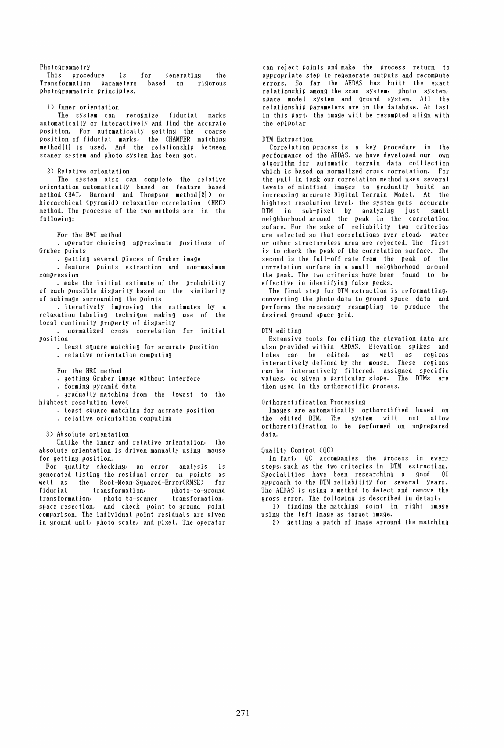Photogrammetry

This procedure is for generating the Transformation parameters based on rigorous photogrammetric principles.

1) Inner orientation

The system can recognize fiducial marks automatically or interactively and find the accurate position. For automatically getting the coarse position of fiducial marks, the CHAMFER matching method[1] is used. And the relationship between scaner system and photo system has been got.

2) Relative orientation

The system also can complete the relative orientation automatically based on feature based method (B&T, Barnard and Thompson method[2]) or hierarchical (pyramid) relaxation correlation (HRC) method. The processe of the two methods are in the following:

For the B&T method

- . operator choicing approximate positions of Gruber points
- . getting several pieces of Gruber image
- . feature points extraction and non-maximum compression
- . make the initial estimate of the probability of each possible disparity based on the similarity of subimage surrounding the points
- . iteratively improving the estimates by a relaxation labeling technique making use of the local continuity property of disparity
- . normalized cross correlation for initial position
- . least square matching for accurate position
- . relative orientation computing

For the HRC method

- . getting Gruber image without interfere
- . forming pyramid data
- . gradually matching from the lowest to the hightest resolution level
- . least square matching for accrate position
- . relative orientation conputing

3) Absolute orientation

Unlike the inner and relative orientation, the absolute orientation is driven manually using mouse for getting position.

For quality checking, an error analysis is generated listing the residual error on points as well as the Root-Mean-Squared-Error(RMSE) for fiducial transformation, photo-to-ground transformation, photo-to-scaner transformation, space resection, and check point-to-ground point comparison. The individual point residuals are given in ground unit, photo scale, and pixel. The operator can reject points and make the process return to appropriate step to regenerate outputs and recompute errors. So far the AEDAS has built the exact relationship among the scan system, photo system, space model system and ground system. All the relationship parameters are in the database. At last in this part, the image will be resampled align with the epipolar

DTM Extraction

Correlation process is a key procedure in the performance of the AEDAS. we have developed our own algorithm for automatic terrain data collection which is based on normalized cross correlation. For the pull-in task our correlation method uses several levels of minified images to gradually build an increasing accurate Digital Terrain Model. At the hightest resolution level, the system gets accurate DTM in sub-pixel by analyzing just small neighborhood around the peak in the correlation suface. For the sake of reliability two criterias are selected so that correlations over cloud, water or other structureless area are rejected. The first is to check the peak of the correlation surface. The second is the fall-off rate from the peak of the correlation surface in a small neighborhood around the peak. The two criterias have been found to be effective in identifying false peaks.

The final step for DTM extraction is reformatting, converting the photo data to ground space data and performs the necessary resampling to produce the desired ground space grid.

DTM editing

Extensive tools for editing the elevation data are also provided within AEDAS. Elevation spikes and holes can be edited, as well as regions interactively defined by the mouse. These regions can be interactively filtered, assigned specific values, or given a particular slope. The DTMs are then used in the orthorectific process.

Orthorectification Processing

Images are automatically orthorctified based on the edited DTM. The system will not allow orthorectification to be performed on unprepared data.

Quality Control (QC)

In fact, QC accompanies the process in every steps, such as the two criteries in DTM extraction. Specialities have been researching a good QC approach to the DTM reliability for several years. The AEDAS is using a method to detect and remove the gross error. The following is described in detail:

1) finding the matching point in right image using the left image as target image.

2) getting a patch of image arround the matching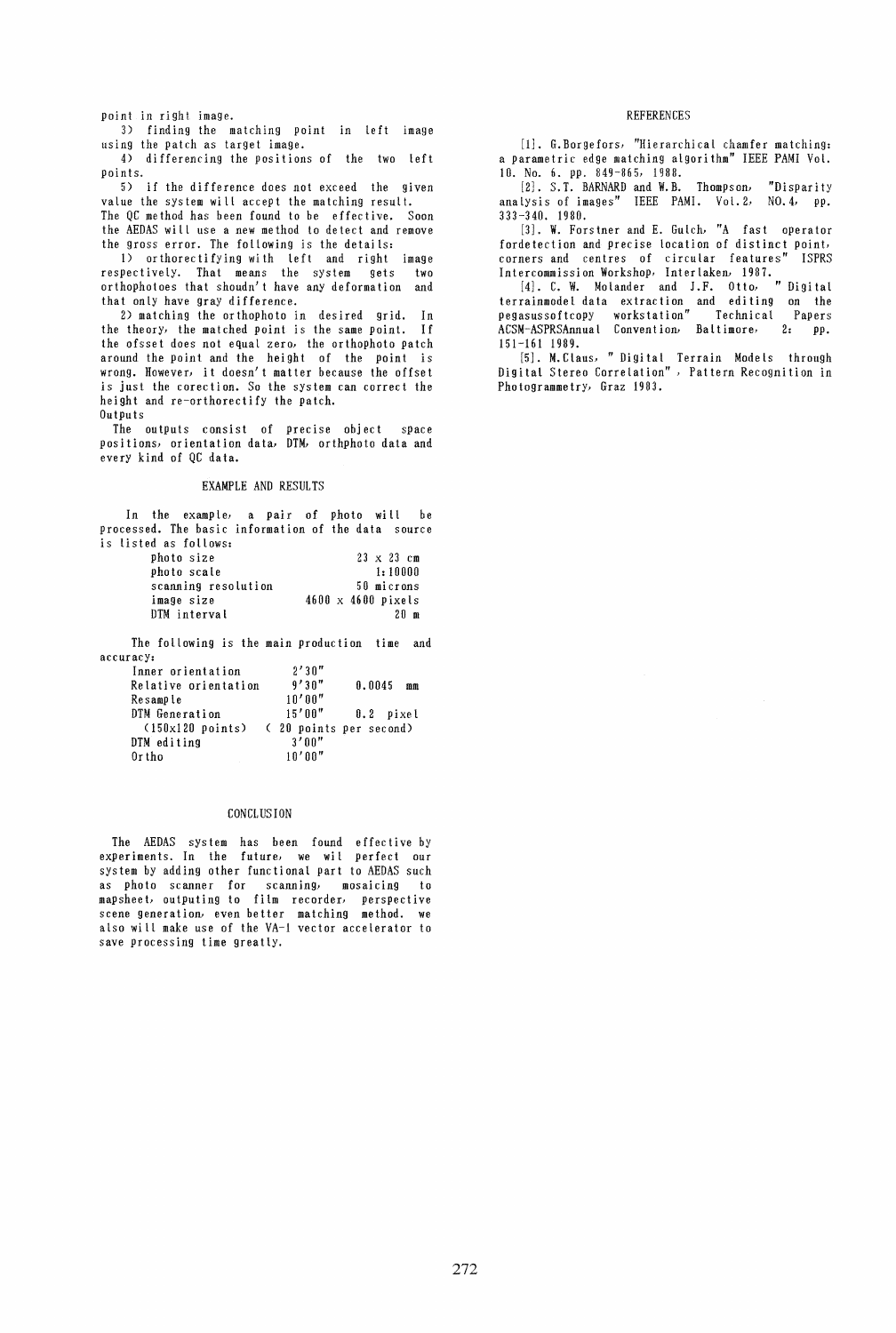point in right image.

3) finding the matching point in left image using the patch as target image.

4) differencing the positions of the two left points.

5) if the difference does not exceed the given value the system will accept the matching result.

The QC method has been found to be effective. Soon the AEDAS will use a new method to detect and remove the gross error. The following is the details:

1) orthorectifying with left and right image respectively. That means the system gets two orthophotoes that shoudn't have any deformation and that only have gray difference.

2) matching the orthophoto in desired grid. In the theory, the matched point is the same point. If the ofsset does not equal zero, the orthophoto patch around the point and the height of the point is wrong. However, it doesn't matter because the offset is just the corection. So the system can correct the height and re-orthorectify the patch.

Outputs

The outputs consist of precise object space positions, orientation data, DTM, orthphoto data and every kind of QC data.

## EXAMPLE AND RESULTS

In the example, a pair of photo will be processed. The basic information of the data source is listed as follows:

| | |
|---|---|
| photo size | 23 x 23 cm |
| photo scale | 1:10000 |
| scanning resolution | 50 microns |
| image size | 4600 x 4600 pixels |
| DTM interval | 20 m |

The following is the main production time and accuracy:

| | | |
|---|---|---|
| Inner orientation | 2'30" | |
| Relative orientation | 9'30" | 0.0045 mm |
| Resample | 10'00" | |
| DTM Generation | 15'00" | 0.2 pixel |
| (150x120 points) | ( 20 points per second) | |
| DTM editing | 3'00" | |
| Ortho | 10'00" | |

## CONCLUSION

The AEDAS system has been found effective by experiments. In the future, we wil perfect our system by adding other functional part to AEDAS such as photo scanner for scanning, mosaicing to mapsheet, outputing to film recorder, perspective scene generation, even better matching method. we also will make use of the VA-1 vector accelerator to save processing time greatly.

## REFERENCES

[1]. G.Borgefors, "Hierarchical chamfer matching: a parametric edge matching algorithm" IEEE PAMI Vol. 10. No. 6. pp. 849-865, 1988.

[2]. S.T. BARNARD and W.B. Thompson, "Disparity analysis of images" IEEE PAMI. Vol.2, NO.4, pp. 333-340. 1980.

[3]. W. Forstner and E. Gulch, "A fast operator fordetection and precise location of distinct point, corners and centres of circular features" ISPRS Intercommission Workshop, Interlaken, 1987.

[4]. C. W. Molander and J.F. Otto, " Digital terrainmodel data extraction and editing on the pegasussoftcopy workstation" Technical Papers ACSM-ASPRSAnnual Convention, Baltimore, 2: pp. 151-161 1989.

[5]. M.Claus, " Digital Terrain Models through Digital Stereo Correlation" , Pattern Recognition in Photogrammetry, Graz 1983.